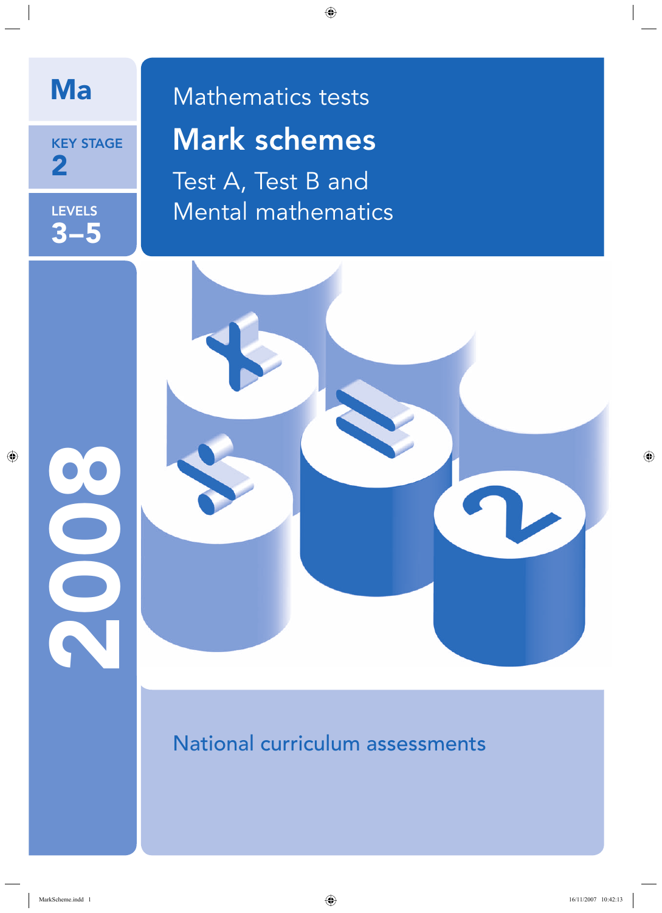Ma

KEY STAGE 2

LEVELS 3–5

# Mathematics tests

# Mark schemes

## Test A, Test B and Mental mathematics

2008

National curriculum assessments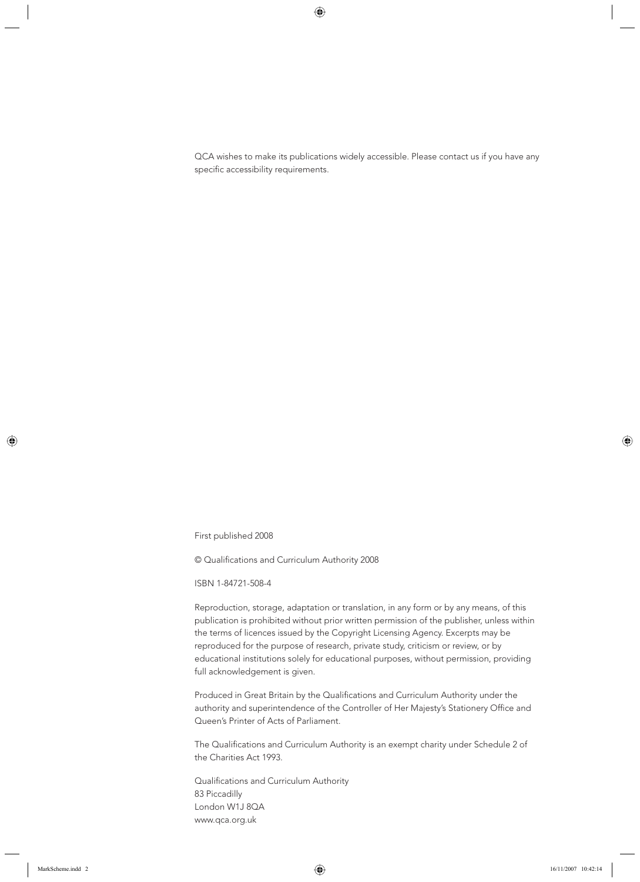QCA wishes to make its publications widely accessible. Please contact us if you have any specific accessibility requirements.

First published 2008

© Qualifications and Curriculum Authority 2008

ISBN 1-84721-508-4

Reproduction, storage, adaptation or translation, in any form or by any means, of this publication is prohibited without prior written permission of the publisher, unless within the terms of licences issued by the Copyright Licensing Agency. Excerpts may be reproduced for the purpose of research, private study, criticism or review, or by educational institutions solely for educational purposes, without permission, providing full acknowledgement is given.

Produced in Great Britain by the Qualifications and Curriculum Authority under the authority and superintendence of the Controller of Her Majesty's Stationery Office and Queen's Printer of Acts of Parliament.

The Qualifications and Curriculum Authority is an exempt charity under Schedule 2 of the Charities Act 1993.

Qualifications and Curriculum Authority
83 Piccadilly
London W1J 8QA
www.qca.org.uk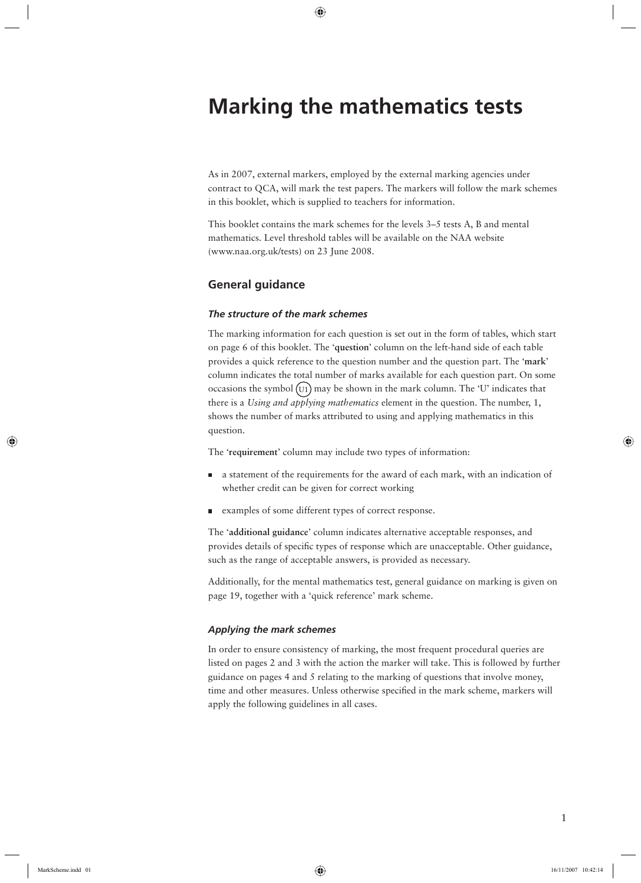# Marking the mathematics tests

As in 2007, external markers, employed by the external marking agencies under contract to QCA, will mark the test papers. The markers will follow the mark schemes in this booklet, which is supplied to teachers for information.

This booklet contains the mark schemes for the levels 3–5 tests A, B and mental mathematics. Level threshold tables will be available on the NAA website (www.naa.org.uk/tests) on 23 June 2008.

## General guidance

### *The structure of the mark schemes*

The marking information for each question is set out in the form of tables, which start on page 6 of this booklet. The '**question**' column on the left-hand side of each table provides a quick reference to the question number and the question part. The '**mark**' column indicates the total number of marks available for each question part. On some occasions the symbol (U1) may be shown in the mark column. The 'U' indicates that there is a *Using and applying mathematics* element in the question. The number, 1, shows the number of marks attributed to using and applying mathematics in this question.

The '**requirement**' column may include two types of information:

- a statement of the requirements for the award of each mark, with an indication of whether credit can be given for correct working
- examples of some different types of correct response.

The '**additional guidance**' column indicates alternative acceptable responses, and provides details of specific types of response which are unacceptable. Other guidance, such as the range of acceptable answers, is provided as necessary.

Additionally, for the mental mathematics test, general guidance on marking is given on page 19, together with a 'quick reference' mark scheme.

### *Applying the mark schemes*

In order to ensure consistency of marking, the most frequent procedural queries are listed on pages 2 and 3 with the action the marker will take. This is followed by further guidance on pages 4 and 5 relating to the marking of questions that involve money, time and other measures. Unless otherwise specified in the mark scheme, markers will apply the following guidelines in all cases.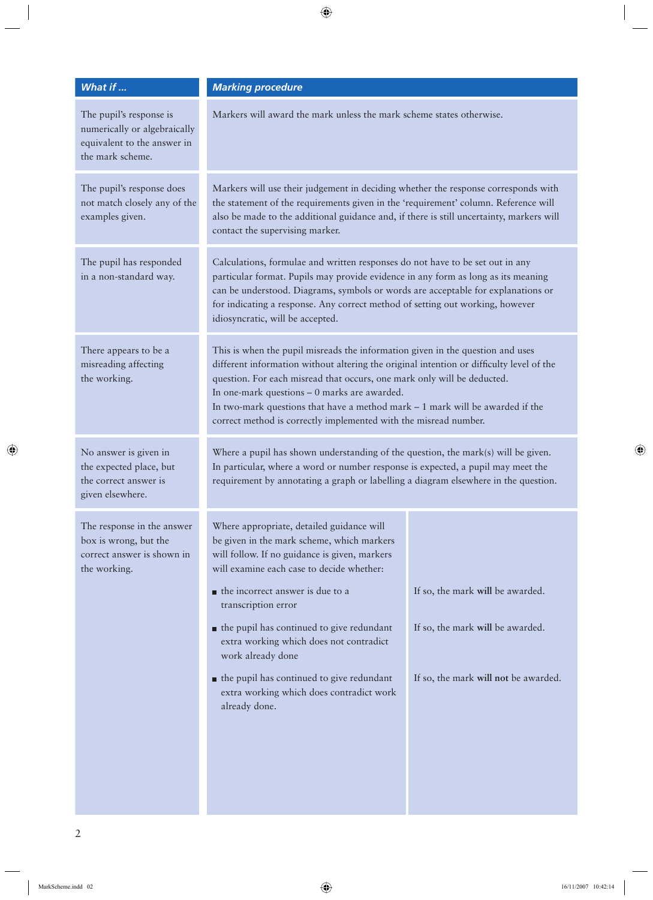| *What if ...* | *Marking procedure* |
|---|---|
| The pupil's response is numerically or algebraically equivalent to the answer in the mark scheme. | Markers will award the mark unless the mark scheme states otherwise. |
| The pupil's response does not match closely any of the examples given. | Markers will use their judgement in deciding whether the response corresponds with the statement of the requirements given in the 'requirement' column. Reference will also be made to the additional guidance and, if there is still uncertainty, markers will contact the supervising marker. |
| The pupil has responded in a non-standard way. | Calculations, formulae and written responses do not have to be set out in any particular format. Pupils may provide evidence in any form as long as its meaning can be understood. Diagrams, symbols or words are acceptable for explanations or for indicating a response. Any correct method of setting out working, however idiosyncratic, will be accepted. |
| There appears to be a misreading affecting the working. | This is when the pupil misreads the information given in the question and uses different information without altering the original intention or difficulty level of the question. For each misread that occurs, one mark only will be deducted.<br>In one-mark questions – 0 marks are awarded.<br>In two-mark questions that have a method mark – 1 mark will be awarded if the correct method is correctly implemented with the misread number. |
| No answer is given in the expected place, but the correct answer is given elsewhere. | Where a pupil has shown understanding of the question, the mark(s) will be given. In particular, where a word or number response is expected, a pupil may meet the requirement by annotating a graph or labelling a diagram elsewhere in the question. |
| The response in the answer box is wrong, but the correct answer is shown in the working. | Where appropriate, detailed guidance will be given in the mark scheme, which markers will follow. If no guidance is given, markers will examine each case to decide whether:<br>■ the incorrect answer is due to a transcription error — If so, the mark **will** be awarded.<br>■ the pupil has continued to give redundant extra working which does not contradict work already done — If so, the mark **will** be awarded.<br>■ the pupil has continued to give redundant extra working which does contradict work already done. — If so, the mark **will not** be awarded. |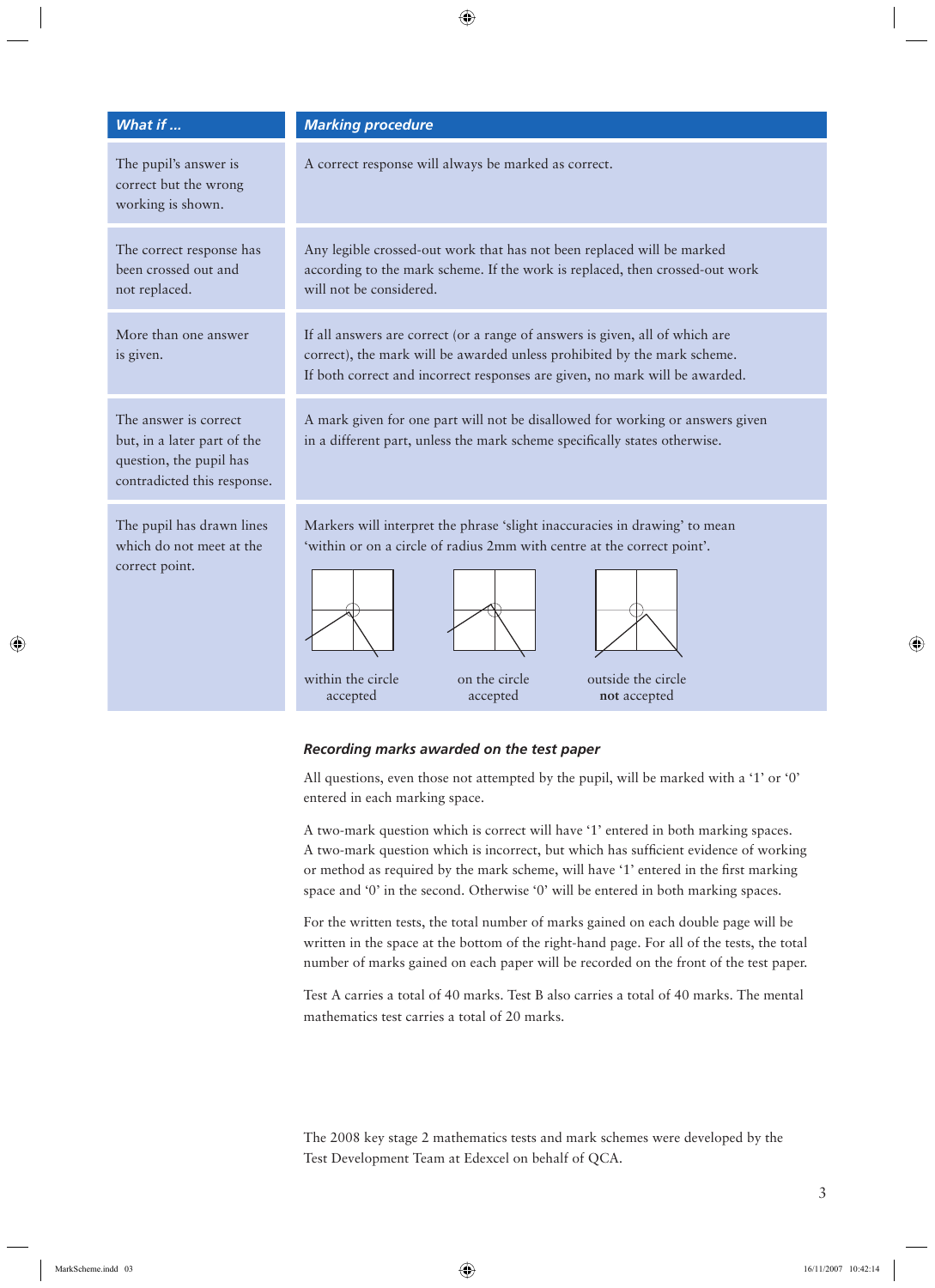| What if ... | Marking procedure |
| --- | --- |
| The pupil's answer is correct but the wrong working is shown. | A correct response will always be marked as correct. |
| The correct response has been crossed out and not replaced. | Any legible crossed-out work that has not been replaced will be marked according to the mark scheme. If the work is replaced, then crossed-out work will not be considered. |
| More than one answer is given. | If all answers are correct (or a range of answers is given, all of which are correct), the mark will be awarded unless prohibited by the mark scheme. If both correct and incorrect responses are given, no mark will be awarded. |
| The answer is correct but, in a later part of the question, the pupil has contradicted this response. | A mark given for one part will not be disallowed for working or answers given in a different part, unless the mark scheme specifically states otherwise. |
| The pupil has drawn lines which do not meet at the correct point. | Markers will interpret the phrase 'slight inaccuracies in drawing' to mean 'within or on a circle of radius 2mm with centre at the correct point'. within the circle accepted; on the circle accepted; outside the circle **not** accepted |

### *Recording marks awarded on the test paper*

All questions, even those not attempted by the pupil, will be marked with a '1' or '0' entered in each marking space.

A two-mark question which is correct will have '1' entered in both marking spaces. A two-mark question which is incorrect, but which has sufficient evidence of working or method as required by the mark scheme, will have '1' entered in the first marking space and '0' in the second. Otherwise '0' will be entered in both marking spaces.

For the written tests, the total number of marks gained on each double page will be written in the space at the bottom of the right-hand page. For all of the tests, the total number of marks gained on each paper will be recorded on the front of the test paper.

Test A carries a total of 40 marks. Test B also carries a total of 40 marks. The mental mathematics test carries a total of 20 marks.

The 2008 key stage 2 mathematics tests and mark schemes were developed by the Test Development Team at Edexcel on behalf of QCA.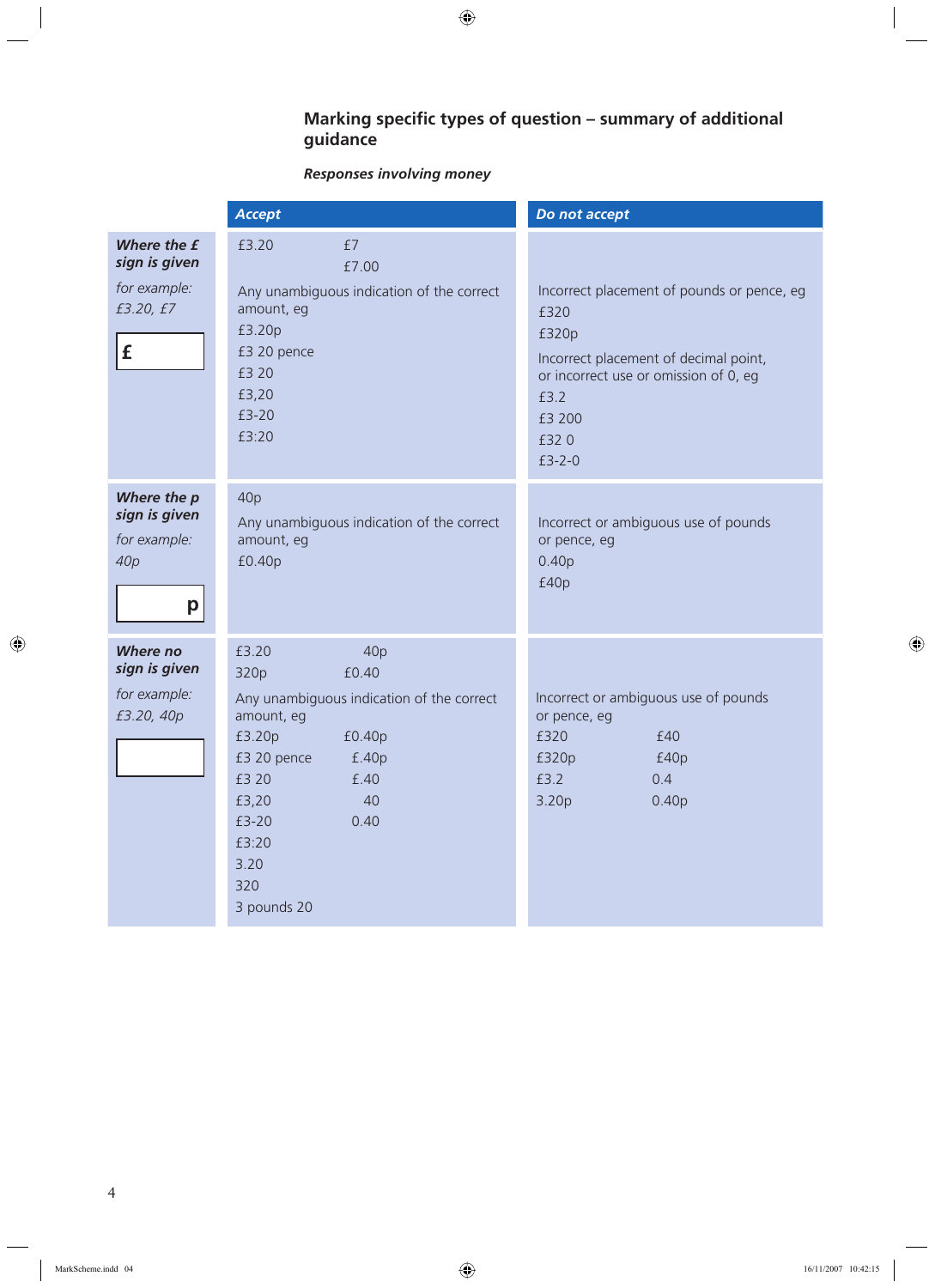## Marking specific types of question – summary of additional guidance

***Responses involving money***

| | **Accept** | **Do not accept** |
|---|---|---|
| ***Where the £ sign is given*** <br> *for example: £3.20, £7* <br> **£** [ ] | £3.20 &nbsp;&nbsp;&nbsp; £7 <br> &nbsp;&nbsp;&nbsp;&nbsp;&nbsp;&nbsp;&nbsp;&nbsp;&nbsp;&nbsp;&nbsp;&nbsp; £7.00 <br> Any unambiguous indication of the correct amount, eg <br> £3.20p <br> £3 20 pence <br> £3 20 <br> £3,20 <br> £3-20 <br> £3:20 | Incorrect placement of pounds or pence, eg <br> £320 <br> £320p <br> Incorrect placement of decimal point, or incorrect use or omission of 0, eg <br> £3.2 <br> £3 200 <br> £32 0 <br> £3-2-0 |
| ***Where the p sign is given*** <br> *for example: 40p* <br> [ ] **p** | 40p <br> Any unambiguous indication of the correct amount, eg <br> £0.40p | Incorrect or ambiguous use of pounds or pence, eg <br> 0.40p <br> £40p |
| ***Where no sign is given*** <br> *for example: £3.20, 40p* <br> [ ] | £3.20 &nbsp;&nbsp;&nbsp; 40p <br> 320p &nbsp;&nbsp;&nbsp; £0.40 <br> Any unambiguous indication of the correct amount, eg <br> £3.20p &nbsp;&nbsp;&nbsp; £0.40p <br> £3 20 pence &nbsp;&nbsp;&nbsp; £.40p <br> £3 20 &nbsp;&nbsp;&nbsp; £.40 <br> £3,20 &nbsp;&nbsp;&nbsp; 40 <br> £3-20 &nbsp;&nbsp;&nbsp; 0.40 <br> £3:20 <br> 3.20 <br> 320 <br> 3 pounds 20 | Incorrect or ambiguous use of pounds or pence, eg <br> £320 &nbsp;&nbsp;&nbsp; £40 <br> £320p &nbsp;&nbsp;&nbsp; £40p <br> £3.2 &nbsp;&nbsp;&nbsp; 0.4 <br> 3.20p &nbsp;&nbsp;&nbsp; 0.40p |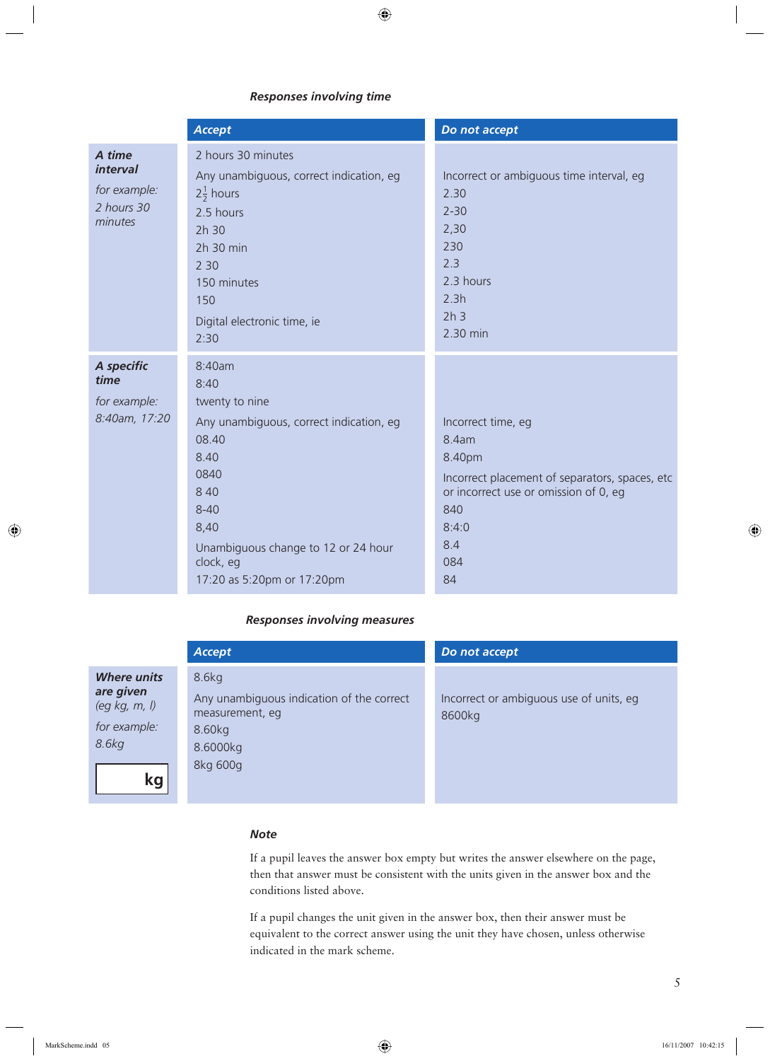### *Responses involving time*

| | Accept | Do not accept |
|---|---|---|
| ***A time interval***<br>*for example:*<br>*2 hours 30 minutes* | 2 hours 30 minutes<br>Any unambiguous, correct indication, eg<br>$2\frac{1}{2}$ hours<br>2.5 hours<br>2h 30<br>2h 30 min<br>2 30<br>150 minutes<br>150<br>Digital electronic time, ie<br>2:30 | Incorrect or ambiguous time interval, eg<br>2.30<br>2-30<br>2,30<br>230<br>2.3<br>2.3 hours<br>2.3h<br>2h 3<br>2.30 min |
| ***A specific time***<br>*for example:*<br>*8:40am, 17:20* | 8:40am<br>8:40<br>twenty to nine<br>Any unambiguous, correct indication, eg<br>08.40<br>8.40<br>0840<br>8 40<br>8-40<br>8,40<br>Unambiguous change to 12 or 24 hour clock, eg<br>17:20 as 5:20pm or 17:20pm | Incorrect time, eg<br>8.4am<br>8.40pm<br>Incorrect placement of separators, spaces, etc or incorrect use or omission of 0, eg<br>840<br>8:4:0<br>8.4<br>084<br>84 |

### *Responses involving measures*

| | Accept | Do not accept |
|---|---|---|
| ***Where units are given***<br>*(eg kg, m, l)*<br>*for example:*<br>*8.6kg*<br>kg | 8.6kg<br>Any unambiguous indication of the correct measurement, eg<br>8.60kg<br>8.6000kg<br>8kg 600g | Incorrect or ambiguous use of units, eg<br>8600kg |

### *Note*

If a pupil leaves the answer box empty but writes the answer elsewhere on the page, then that answer must be consistent with the units given in the answer box and the conditions listed above.

If a pupil changes the unit given in the answer box, then their answer must be equivalent to the correct answer using the unit they have chosen, unless otherwise indicated in the mark scheme.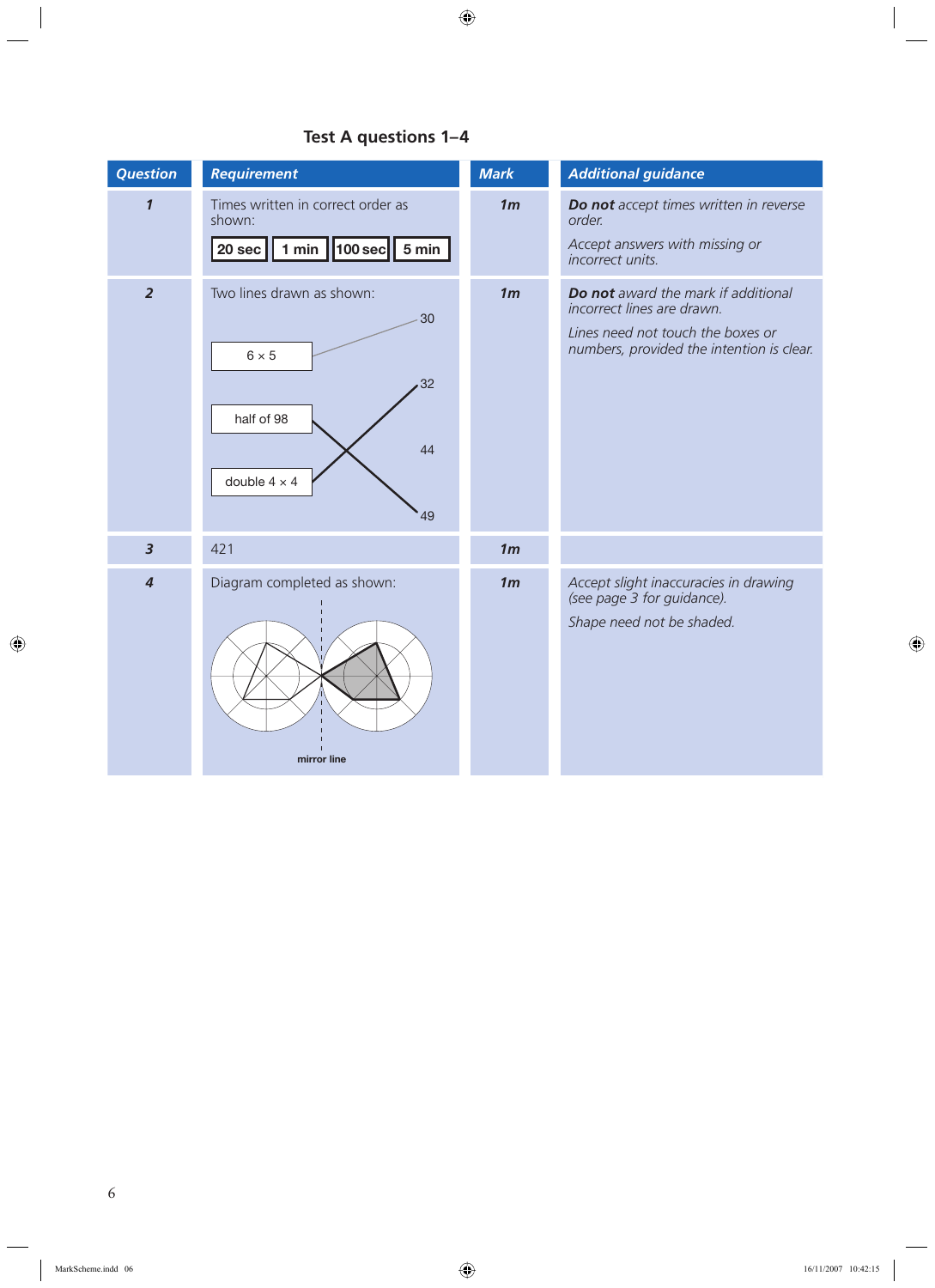## Test A questions 1–4

| Question | Requirement | Mark | Additional guidance |
|---|---|---|---|
| **1** | Times written in correct order as shown: **20 sec** **1 min** **100 sec** **5 min** | **1m** | ***Do not*** *accept times written in reverse order.* *Accept answers with missing or incorrect units.* |
| **2** | Two lines drawn as shown: $6 \times 5$ → 30; half of 98 → 49; double $4 \times 4$ → 32 | **1m** | ***Do not*** *award the mark if additional incorrect lines are drawn.* *Lines need not touch the boxes or numbers, provided the intention is clear.* |
| **3** | 421 | **1m** | |
| **4** | Diagram completed as shown: mirror line | **1m** | *Accept slight inaccuracies in drawing (see page 3 for guidance).* *Shape need not be shaded.* |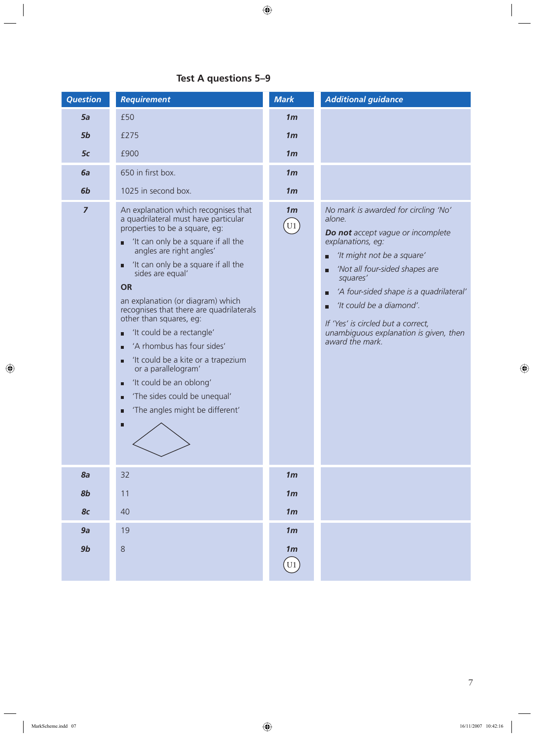## Test A questions 5–9

| Question | Requirement | Mark | Additional guidance |
|---|---|---|---|
| *5a* | £50 | *1m* | |
| *5b* | £275 | *1m* | |
| *5c* | £900 | *1m* | |
| *6a* | 650 in first box. | *1m* | |
| *6b* | 1025 in second box. | *1m* | |
| *7* | An explanation which recognises that a quadrilateral must have particular properties to be a square, eg:<br>■ 'It can only be a square if all the angles are right angles'<br>■ 'It can only be a square if all the sides are equal'<br>**OR**<br>an explanation (or diagram) which recognises that there are quadrilaterals other than squares, eg:<br>■ 'It could be a rectangle'<br>■ 'A rhombus has four sides'<br>■ 'It could be a kite or a trapezium or a parallelogram'<br>■ 'It could be an oblong'<br>■ 'The sides could be unequal'<br>■ 'The angles might be different'<br>■ [diagram of a kite-shaped quadrilateral] | *1m*<br>U1 | *No mark is awarded for circling 'No' alone.*<br>***Do not*** *accept vague or incomplete explanations, eg:*<br>■ *'It might not be a square'*<br>■ *'Not all four-sided shapes are squares'*<br>■ *'A four-sided shape is a quadrilateral'*<br>■ *'It could be a diamond'.*<br>*If 'Yes' is circled but a correct, unambiguous explanation is given, then award the mark.* |
| *8a* | 32 | *1m* | |
| *8b* | 11 | *1m* | |
| *8c* | 40 | *1m* | |
| *9a* | 19 | *1m* | |
| *9b* | 8 | *1m*<br>U1 | |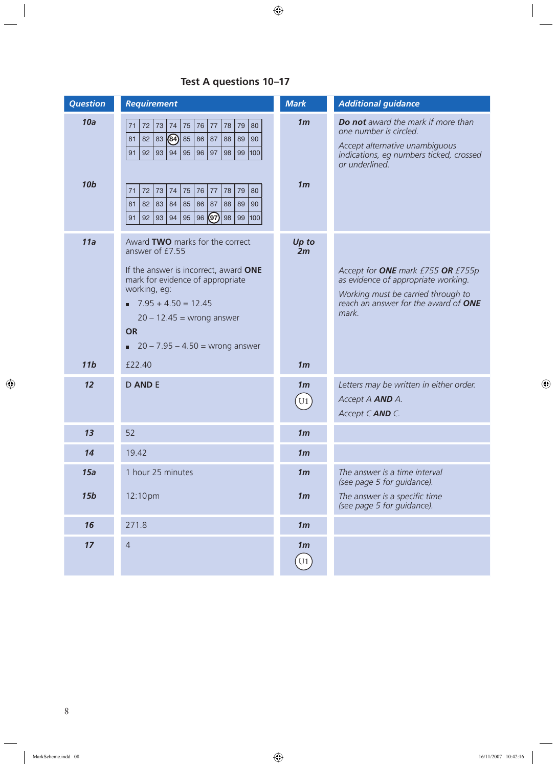## Test A questions 10–17

| Question | Requirement | Mark | Additional guidance |
|---|---|---|---|
| 10a | 71 72 73 74 75 76 77 78 79 80<br>81 82 83 (84) 85 86 87 88 89 90<br>91 92 93 94 95 96 97 98 99 100 | 1m | ***Do not** award the mark if more than one number is circled.*<br>*Accept alternative unambiguous indications, eg numbers ticked, crossed or underlined.* |
| 10b | 71 72 73 74 75 76 77 78 79 80<br>81 82 83 84 85 86 87 88 89 90<br>91 92 93 94 95 96 (97) 98 99 100 | 1m | |
| 11a | Award **TWO** marks for the correct answer of £7.55<br>If the answer is incorrect, award **ONE** mark for evidence of appropriate working, eg:<br>■ 7.95 + 4.50 = 12.45<br>20 – 12.45 = wrong answer<br>**OR**<br>■ 20 – 7.95 – 4.50 = wrong answer | Up to 2m | *Accept for **ONE** mark £755 **OR** £755p as evidence of appropriate working.*<br>*Working must be carried through to reach an answer for the award of **ONE** mark.* |
| 11b | £22.40 | 1m | |
| 12 | D **AND** E | 1m<br>U1 | *Letters may be written in either order.*<br>*Accept A **AND** A.*<br>*Accept C **AND** C.* |
| 13 | 52 | 1m | |
| 14 | 19.42 | 1m | |
| 15a | 1 hour 25 minutes | 1m | *The answer is a time interval (see page 5 for guidance).* |
| 15b | 12:10pm | 1m | *The answer is a specific time (see page 5 for guidance).* |
| 16 | 271.8 | 1m | |
| 17 | 4 | 1m<br>U1 | |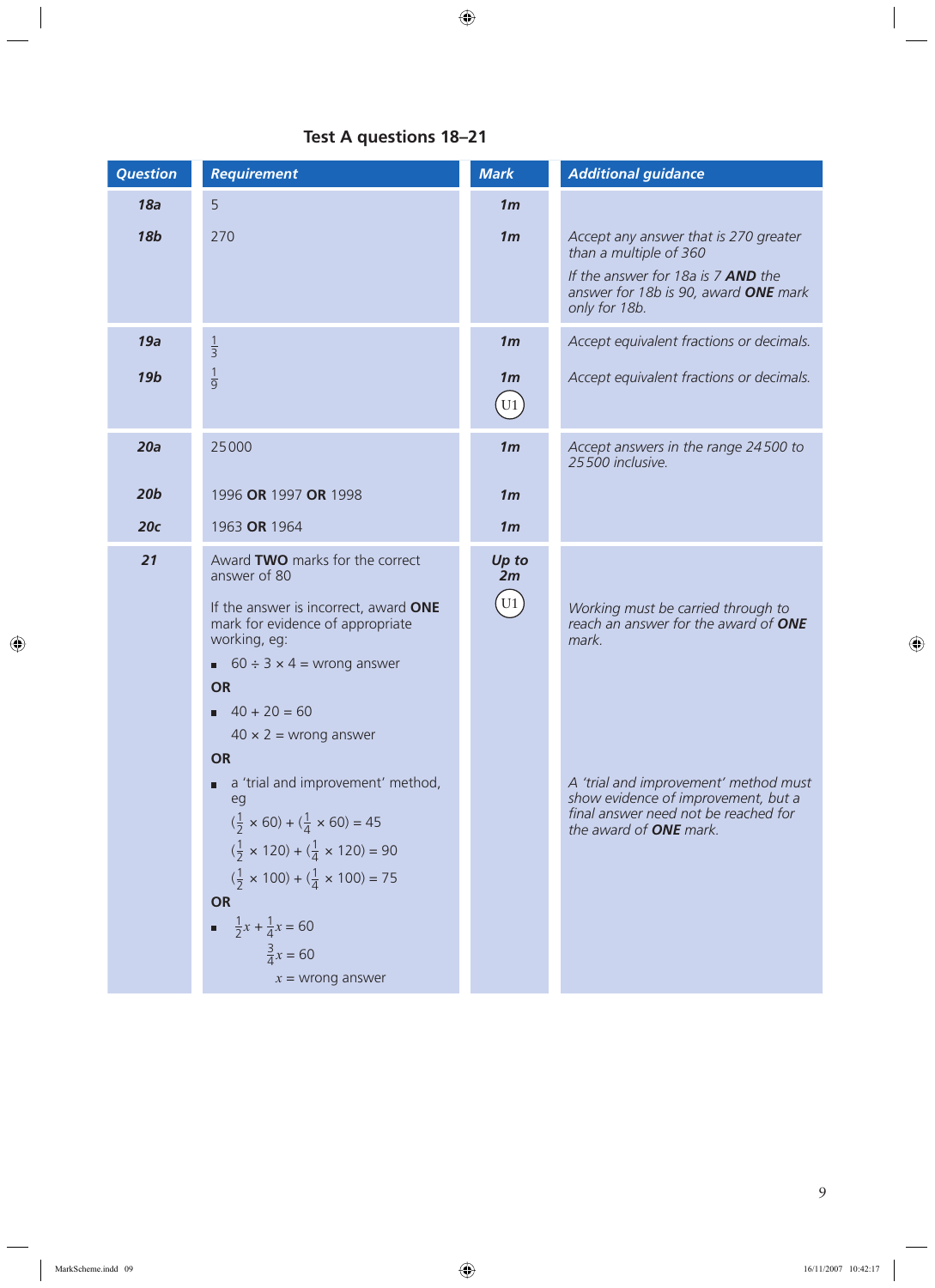## Test A questions 18–21

| Question | Requirement | Mark | Additional guidance |
|---|---|---|---|
| **18a** | 5 | **1m** | |
| **18b** | 270 | **1m** | *Accept any answer that is 270 greater than a multiple of 360*<br>*If the answer for 18a is 7 **AND** the answer for 18b is 90, award **ONE** mark only for 18b.* |
| **19a** | $\frac{1}{3}$ | **1m** | *Accept equivalent fractions or decimals.* |
| **19b** | $\frac{1}{9}$ | **1m**<br>U1 | *Accept equivalent fractions or decimals.* |
| **20a** | 25 000 | **1m** | *Accept answers in the range 24 500 to 25 500 inclusive.* |
| **20b** | 1996 **OR** 1997 **OR** 1998 | **1m** | |
| **20c** | 1963 **OR** 1964 | **1m** | |
| **21** | Award **TWO** marks for the correct answer of 80<br><br>If the answer is incorrect, award **ONE** mark for evidence of appropriate working, eg:<br>■ $60 \div 3 \times 4$ = wrong answer<br>**OR**<br>■ $40 + 20 = 60$<br>$40 \times 2$ = wrong answer<br>**OR**<br>■ a 'trial and improvement' method, eg<br>$(\frac{1}{2} \times 60) + (\frac{1}{4} \times 60) = 45$<br>$(\frac{1}{2} \times 120) + (\frac{1}{4} \times 120) = 90$<br>$(\frac{1}{2} \times 100) + (\frac{1}{4} \times 100) = 75$<br>**OR**<br>■ $\frac{1}{2}x + \frac{1}{4}x = 60$<br>$\frac{3}{4}x = 60$<br>$x$ = wrong answer | ***Up to 2m***<br>U1 | *Working must be carried through to reach an answer for the award of **ONE** mark.*<br><br>*A 'trial and improvement' method must show evidence of improvement, but a final answer need not be reached for the award of **ONE** mark.* |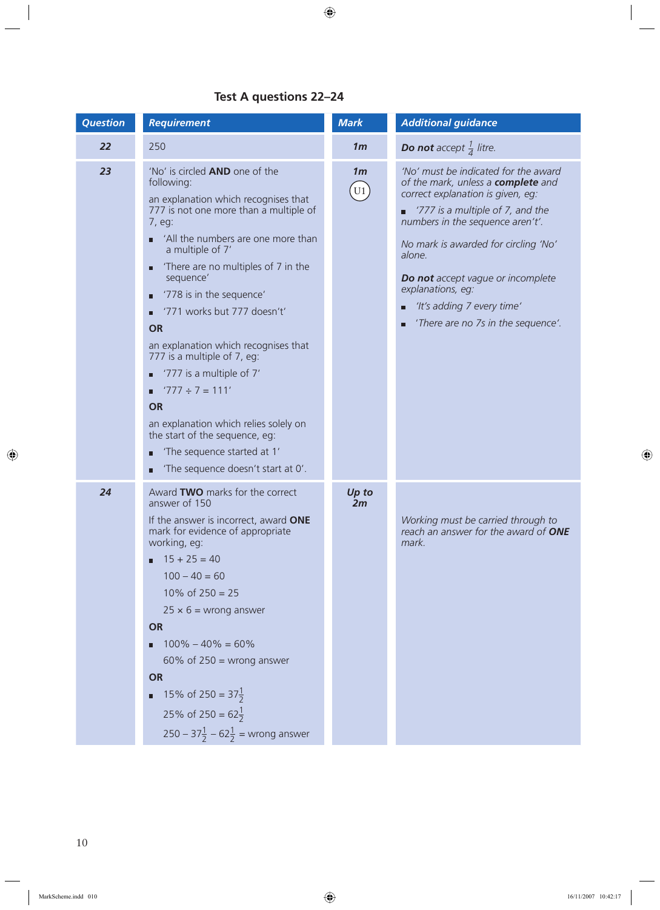## Test A questions 22–24

| Question | Requirement | Mark | Additional guidance |
|---|---|---|---|
| **22** | 250 | **1m** | ***Do not*** *accept* $\frac{1}{4}$ *litre.* |
| **23** | 'No' is circled **AND** one of the following:<br><br>an explanation which recognises that 777 is not one more than a multiple of 7, eg:<br>■ 'All the numbers are one more than a multiple of 7'<br>■ 'There are no multiples of 7 in the sequence'<br>■ '778 is in the sequence'<br>■ '771 works but 777 doesn't'<br><br>**OR**<br><br>an explanation which recognises that 777 is a multiple of 7, eg:<br>■ '777 is a multiple of 7'<br>■ '777 ÷ 7 = 111'<br><br>**OR**<br><br>an explanation which relies solely on the start of the sequence, eg:<br>■ 'The sequence started at 1'<br>■ 'The sequence doesn't start at 0'. | **1m**<br><br>U1 | *'No' must be indicated for the award of the mark, unless a* ***complete*** *and correct explanation is given, eg:*<br>■ *'777 is a multiple of 7, and the numbers in the sequence aren't'.*<br><br>*No mark is awarded for circling 'No' alone.*<br><br>***Do not*** *accept vague or incomplete explanations, eg:*<br>■ *'It's adding 7 every time'*<br>■ *'There are no 7s in the sequence'.* |
| **24** | Award **TWO** marks for the correct answer of 150<br><br>If the answer is incorrect, award **ONE** mark for evidence of appropriate working, eg:<br>■ 15 + 25 = 40<br>100 – 40 = 60<br>10% of 250 = 25<br>25 × 6 = wrong answer<br><br>**OR**<br><br>■ 100% – 40% = 60%<br>60% of 250 = wrong answer<br><br>**OR**<br><br>■ 15% of 250 = $37\frac{1}{2}$<br>25% of 250 = $62\frac{1}{2}$<br>250 – $37\frac{1}{2}$ – $62\frac{1}{2}$ = wrong answer | ***Up to 2m*** | *Working must be carried through to reach an answer for the award of* ***ONE*** *mark.* |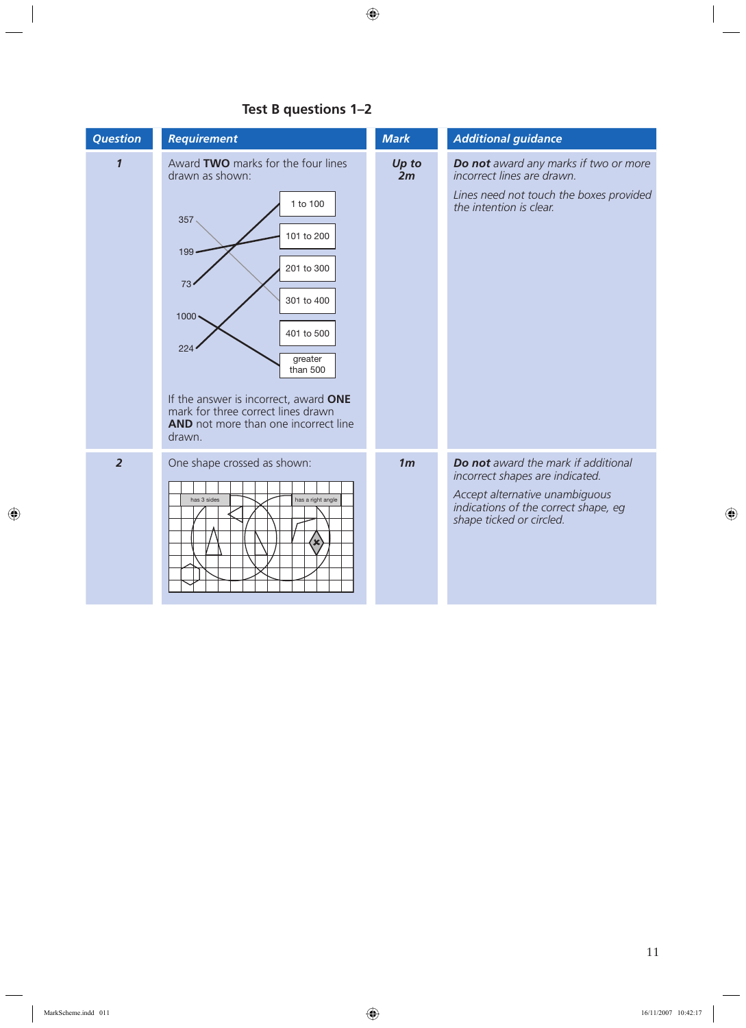## Test B questions 1–2

| Question | Requirement | Mark | Additional guidance |
|---|---|---|---|
| **1** | Award **TWO** marks for the four lines drawn as shown:<br><br>357 → 301 to 400<br>199 → 101 to 200<br>73 → 1 to 100<br>1000 → greater than 500<br>224 → 201 to 300<br><br>If the answer is incorrect, award **ONE** mark for three correct lines drawn **AND** not more than one incorrect line drawn. | **Up to 2m** | ***Do not*** *award any marks if two or more incorrect lines are drawn.*<br><br>*Lines need not touch the boxes provided the intention is clear.* |
| **2** | One shape crossed as shown:<br><br>(Venn diagram with sets "has 3 sides" and "has a right angle"; the shape outside "has 3 sides" but inside "has a right angle" is crossed) | **1m** | ***Do not*** *award the mark if additional incorrect shapes are indicated.*<br><br>*Accept alternative unambiguous indications of the correct shape, eg shape ticked or circled.* |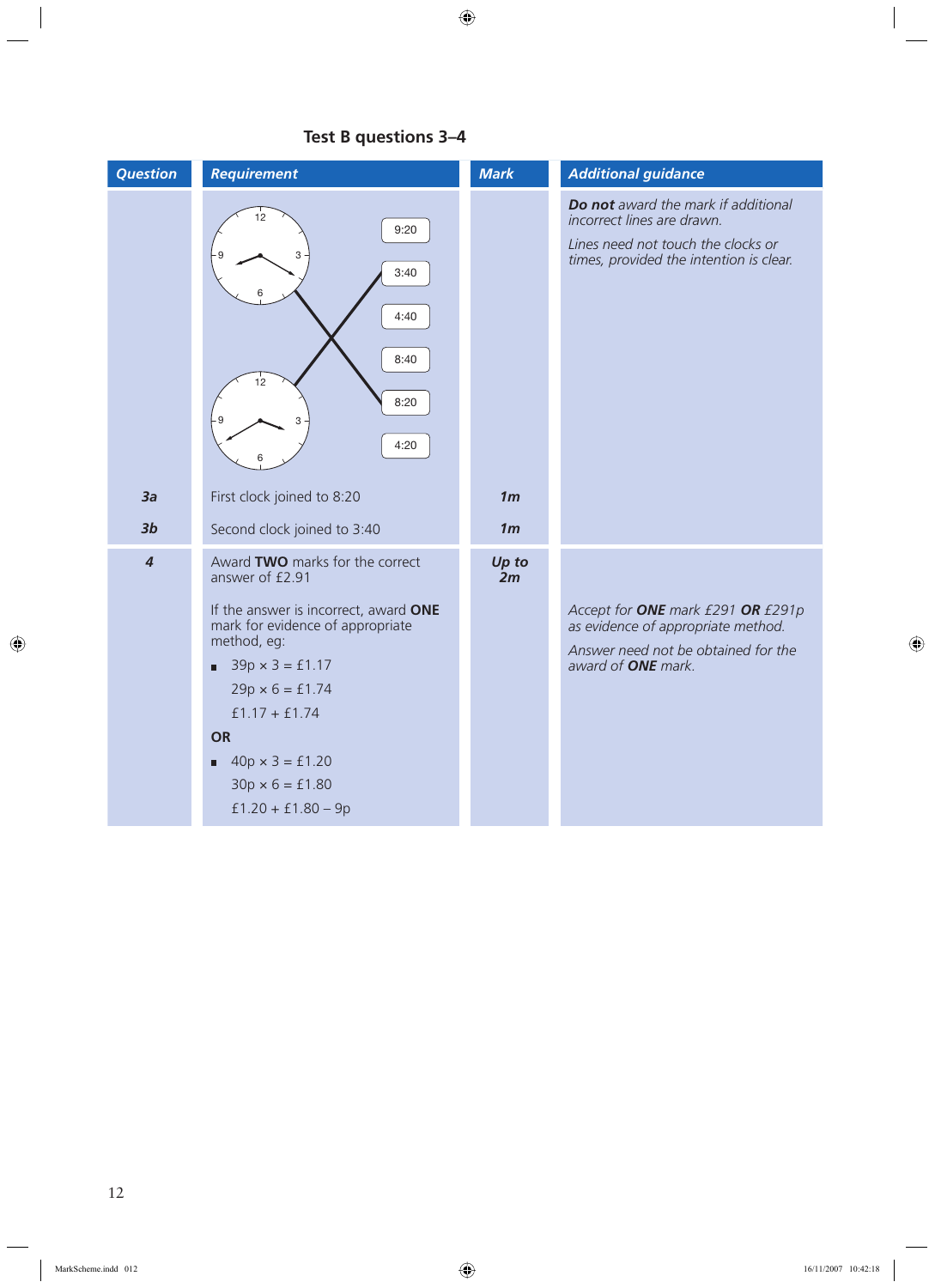## Test B questions 3–4

| Question | Requirement | Mark | Additional guidance |
|---|---|---|---|
| | 9:20 / 3:40 / 4:40 / 8:40 / 8:20 / 4:20 | | ***Do not*** *award the mark if additional incorrect lines are drawn.*<br><br>*Lines need not touch the clocks or times, provided the intention is clear.* |
| ***3a*** | First clock joined to 8:20 | ***1m*** | |
| ***3b*** | Second clock joined to 3:40 | ***1m*** | |
| ***4*** | Award **TWO** marks for the correct answer of £2.91<br><br>If the answer is incorrect, award **ONE** mark for evidence of appropriate method, eg:<br><br>■ 39p × 3 = £1.17<br>29p × 6 = £1.74<br>£1.17 + £1.74<br><br>**OR**<br><br>■ 40p × 3 = £1.20<br>30p × 6 = £1.80<br>£1.20 + £1.80 – 9p | ***Up to 2m*** | *Accept for* ***ONE*** *mark £291* ***OR*** *£291p as evidence of appropriate method.*<br><br>*Answer need not be obtained for the award of* ***ONE*** *mark.* |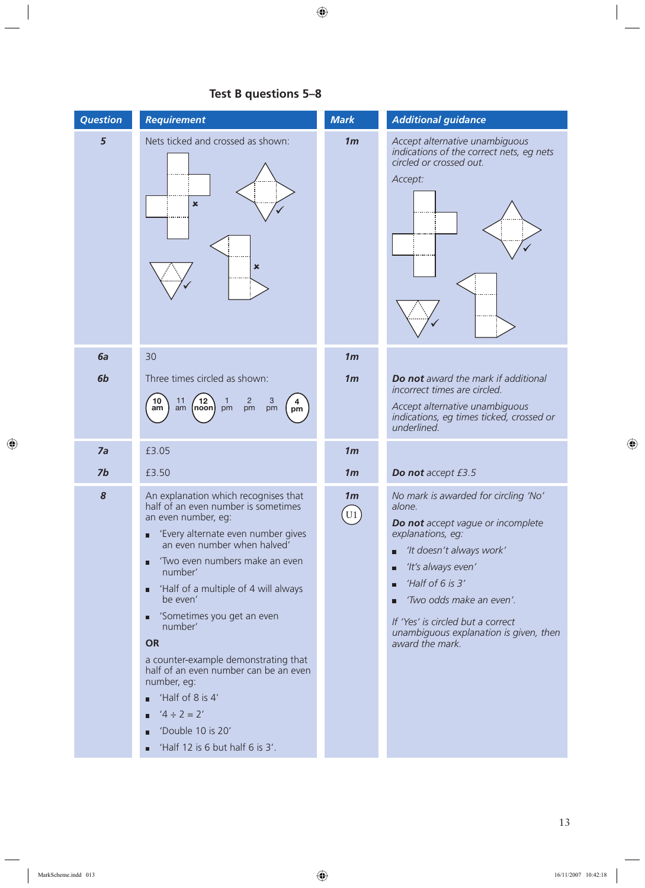## Test B questions 5–8

| Question | Requirement | Mark | Additional guidance |
|---|---|---|---|
| **5** | Nets ticked and crossed as shown: | **1m** | *Accept alternative unambiguous indications of the correct nets, eg nets circled or crossed out.* *Accept:* |
| **6a** | 30 | **1m** | |
| **6b** | Three times circled as shown: 10 am, 12 noon, 4 pm circled (from 10 am, 11 am, 12 noon, 1 pm, 2 pm, 3 pm, 4 pm) | **1m** | ***Do not** award the mark if additional incorrect times are circled.* *Accept alternative unambiguous indications, eg times ticked, crossed or underlined.* |
| **7a** | £3.05 | **1m** | |
| **7b** | £3.50 | **1m** | ***Do not** accept £3.5* |
| **8** | An explanation which recognises that half of an even number is sometimes an even number, eg: <br>▪ 'Every alternate even number gives an even number when halved' <br>▪ 'Two even numbers make an even number' <br>▪ 'Half of a multiple of 4 will always be even' <br>▪ 'Sometimes you get an even number' <br>**OR** <br>a counter-example demonstrating that half of an even number can be an even number, eg: <br>▪ 'Half of 8 is 4' <br>▪ '4 ÷ 2 = 2' <br>▪ 'Double 10 is 20' <br>▪ 'Half 12 is 6 but half 6 is 3'. | **1m** U1 | *No mark is awarded for circling 'No' alone.* <br>***Do not** accept vague or incomplete explanations, eg:* <br>▪ *'It doesn't always work'* <br>▪ *'It's always even'* <br>▪ *'Half of 6 is 3'* <br>▪ *'Two odds make an even'.* <br>*If 'Yes' is circled but a correct unambiguous explanation is given, then award the mark.* |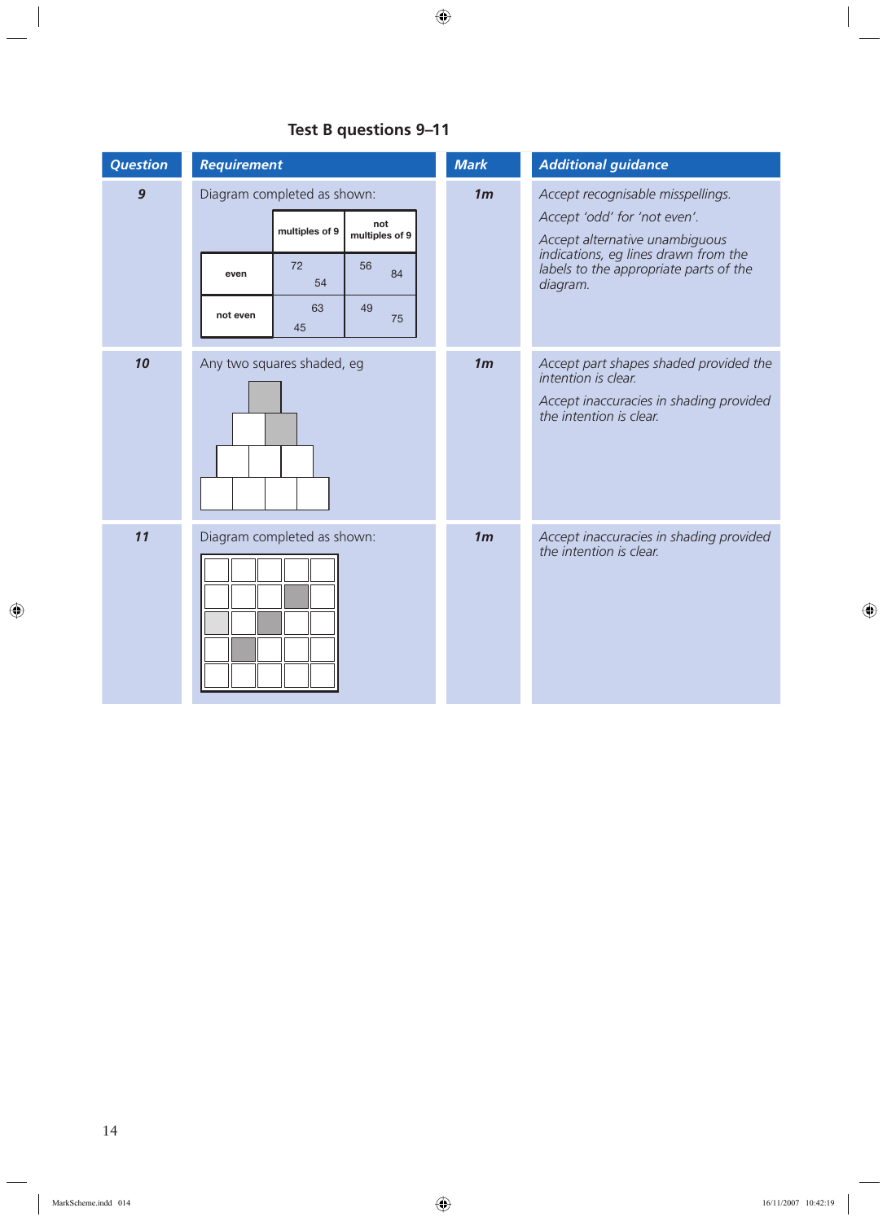## Test B questions 9–11

| Question | Requirement | Mark | Additional guidance |
|---|---|---|---|
| **9** | Diagram completed as shown: | **1m** | *Accept recognisable misspellings.*<br>*Accept 'odd' for 'not even'.*<br>*Accept alternative unambiguous indications, eg lines drawn from the labels to the appropriate parts of the diagram.* |
| **10** | Any two squares shaded, eg | **1m** | *Accept part shapes shaded provided the intention is clear.*<br>*Accept inaccuracies in shading provided the intention is clear.* |
| **11** | Diagram completed as shown: | **1m** | *Accept inaccuracies in shading provided the intention is clear.* |

Question 9 diagram:

| | multiples of 9 | not multiples of 9 |
|---|---|---|
| even | 72, 54 | 56, 84 |
| not even | 63, 45 | 49, 75 |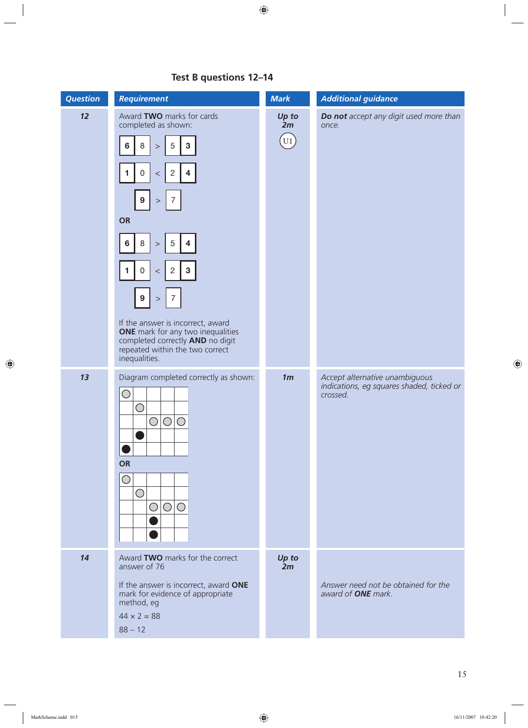## Test B questions 12–14

| Question | Requirement | Mark | Additional guidance |
|---|---|---|---|
| 12 | Award **TWO** marks for cards completed as shown:<br><br>**6** 8 > 5 **3**<br>**1** 0 < 2 **4**<br>**9** > 7<br><br>**OR**<br><br>**6** 8 > 5 **4**<br>**1** 0 < 2 **3**<br>**9** > 7<br><br>If the answer is incorrect, award **ONE** mark for any two inequalities completed correctly **AND** no digit repeated within the two correct inequalities. | *Up to 2m*<br><br>U1 | ***Do not*** *accept any digit used more than once.* |
| 13 | Diagram completed correctly as shown:<br><br>Row 1: ○ in column 1<br>Row 2: ○ in column 2<br>Row 3: ○ in columns 3, 4, 5<br>Row 4: ● in column 2<br>Row 5: ● in column 1<br><br>**OR**<br><br>Row 1: ○ in column 1<br>Row 2: ○ in column 2<br>Row 3: ○ in columns 3, 4, 5<br>Row 4: ● in column 3<br>Row 5: ● in column 3 | *1m* | *Accept alternative unambiguous indications, eg squares shaded, ticked or crossed.* |
| 14 | Award **TWO** marks for the correct answer of 76<br><br>If the answer is incorrect, award **ONE** mark for evidence of appropriate method, eg<br><br>$44 \times 2 = 88$<br><br>$88 - 12$ | *Up to 2m* | *Answer need not be obtained for the award of **ONE** mark.* |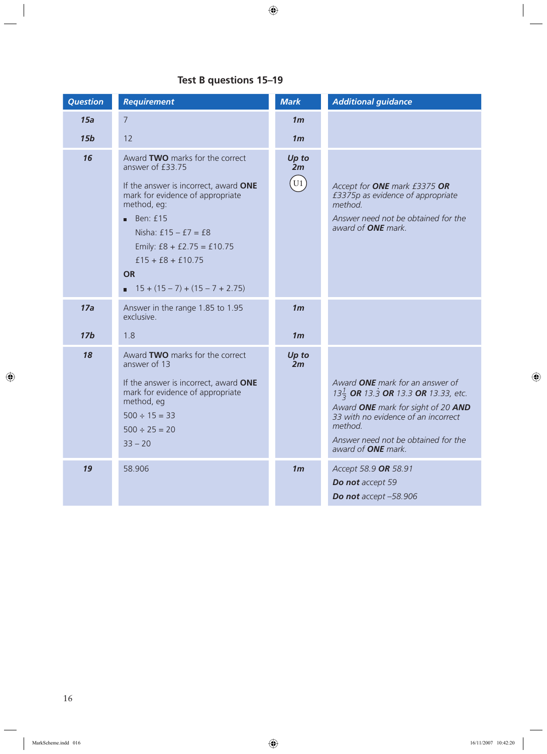## Test B questions 15–19

| Question | Requirement | Mark | Additional guidance |
|---|---|---|---|
| **15a** | 7 | **1m** | |
| **15b** | 12 | **1m** | |
| **16** | Award **TWO** marks for the correct answer of £33.75<br><br>If the answer is incorrect, award **ONE** mark for evidence of appropriate method, eg:<br>▪ Ben: £15<br>Nisha: £15 – £7 = £8<br>Emily: £8 + £2.75 = £10.75<br>£15 + £8 + £10.75<br>**OR**<br>▪ 15 + (15 – 7) + (15 – 7 + 2.75) | **Up to 2m**<br>U1 | *Accept for **ONE** mark £3375 **OR** £3375p as evidence of appropriate method.*<br><br>*Answer need not be obtained for the award of **ONE** mark.* |
| **17a** | Answer in the range 1.85 to 1.95 exclusive. | **1m** | |
| **17b** | 1.8 | **1m** | |
| **18** | Award **TWO** marks for the correct answer of 13<br><br>If the answer is incorrect, award **ONE** mark for evidence of appropriate method, eg<br>500 ÷ 15 = 33<br>500 ÷ 25 = 20<br>33 – 20 | **Up to 2m** | *Award **ONE** mark for an answer of $13\frac{1}{3}$ **OR** $13.\dot{3}$ **OR** 13.3 **OR** 13.33, etc.*<br><br>*Award **ONE** mark for sight of 20 **AND** 33 with no evidence of an incorrect method.*<br><br>*Answer need not be obtained for the award of **ONE** mark.* |
| **19** | 58.906 | **1m** | *Accept 58.9 **OR** 58.91*<br>***Do not** accept 59*<br>***Do not** accept –58.906* |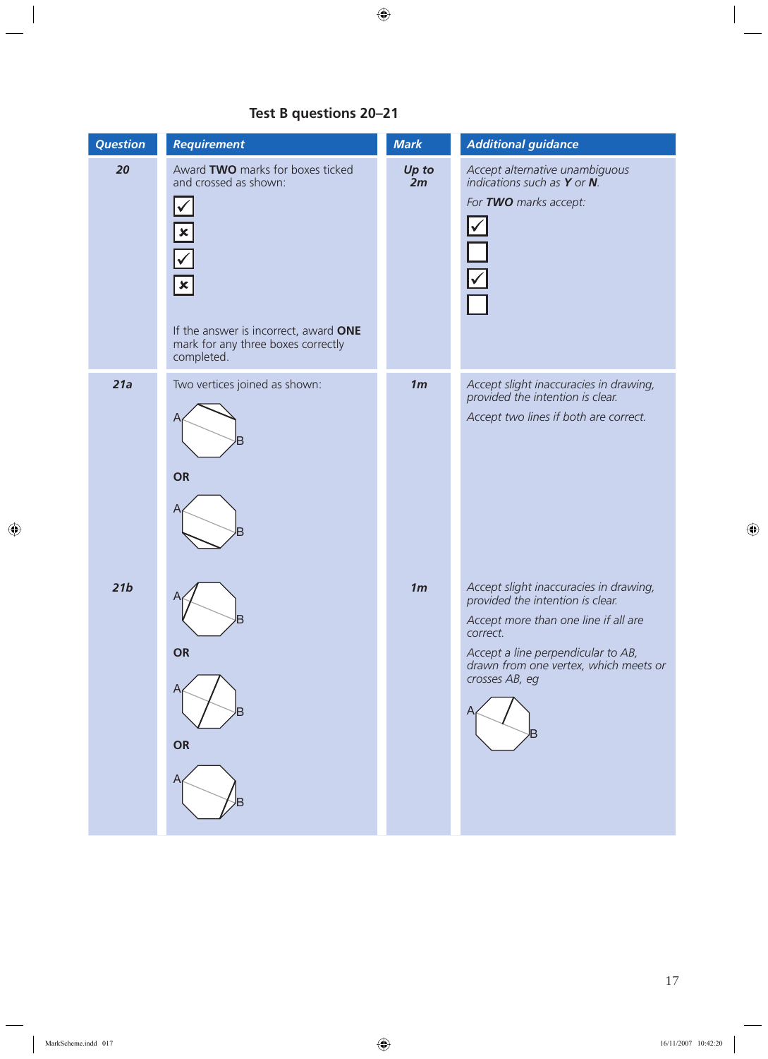## Test B questions 20–21

| Question | Requirement | Mark | Additional guidance |
|---|---|---|---|
| **20** | Award **TWO** marks for boxes ticked and crossed as shown:<br>✓<br>✗<br>✓<br>✗<br><br>If the answer is incorrect, award **ONE** mark for any three boxes correctly completed. | **Up to 2m** | *Accept alternative unambiguous indications such as **Y** or **N**.*<br>*For **TWO** marks accept:*<br>✓<br>☐<br>✓<br>☐ |
| **21a** | Two vertices joined as shown:<br>A … B<br>**OR**<br>A … B | **1m** | *Accept slight inaccuracies in drawing, provided the intention is clear.*<br>*Accept two lines if both are correct.* |
| **21b** | A … B<br>**OR**<br>A … B<br>**OR**<br>A … B | **1m** | *Accept slight inaccuracies in drawing, provided the intention is clear.*<br>*Accept more than one line if all are correct.*<br>*Accept a line perpendicular to AB, drawn from one vertex, which meets or crosses AB, eg*<br>A … B |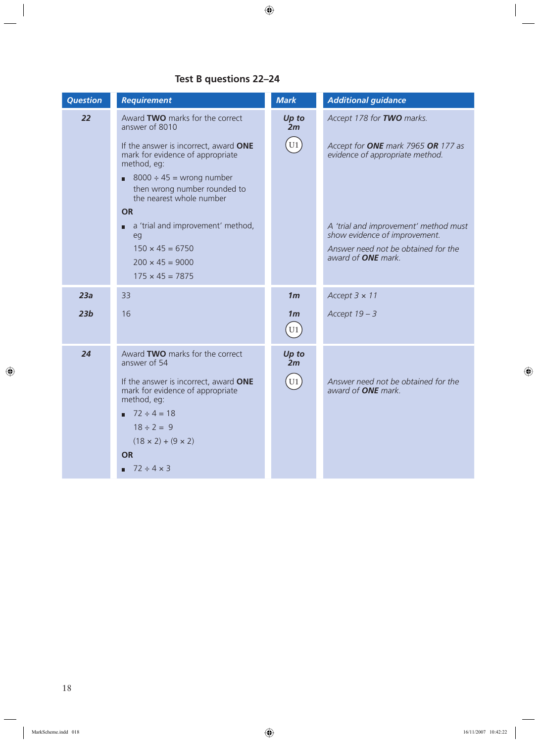## Test B questions 22–24

| Question | Requirement | Mark | Additional guidance |
|---|---|---|---|
| **22** | Award **TWO** marks for the correct answer of 8010<br><br>If the answer is incorrect, award **ONE** mark for evidence of appropriate method, eg:<br>■ 8000 ÷ 45 = wrong number then wrong number rounded to the nearest whole number<br>**OR**<br>■ a 'trial and improvement' method, eg<br>150 × 45 = 6750<br>200 × 45 = 9000<br>175 × 45 = 7875 | ***Up to 2m***<br><br>U1 | *Accept 178 for **TWO** marks.*<br><br>*Accept for **ONE** mark 7965 **OR** 177 as evidence of appropriate method.*<br><br>*A 'trial and improvement' method must show evidence of improvement.*<br><br>*Answer need not be obtained for the award of **ONE** mark.* |
| **23a**<br><br>**23b** | 33<br><br>16 | ***1m***<br><br>***1m***<br>U1 | *Accept 3 × 11*<br><br>*Accept 19 – 3* |
| **24** | Award **TWO** marks for the correct answer of 54<br><br>If the answer is incorrect, award **ONE** mark for evidence of appropriate method, eg:<br>■ 72 ÷ 4 = 18<br>18 ÷ 2 = 9<br>(18 × 2) + (9 × 2)<br>**OR**<br>■ 72 ÷ 4 × 3 | ***Up to 2m***<br><br>U1 | *Answer need not be obtained for the award of **ONE** mark.* |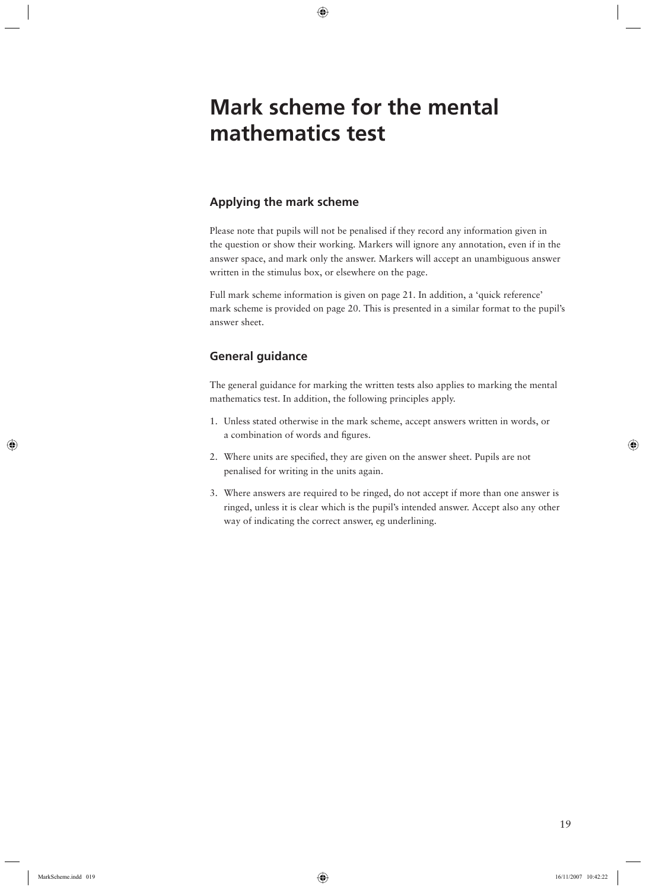# Mark scheme for the mental mathematics test

## Applying the mark scheme

Please note that pupils will not be penalised if they record any information given in the question or show their working. Markers will ignore any annotation, even if in the answer space, and mark only the answer. Markers will accept an unambiguous answer written in the stimulus box, or elsewhere on the page.

Full mark scheme information is given on page 21. In addition, a 'quick reference' mark scheme is provided on page 20. This is presented in a similar format to the pupil's answer sheet.

## General guidance

The general guidance for marking the written tests also applies to marking the mental mathematics test. In addition, the following principles apply.

1. Unless stated otherwise in the mark scheme, accept answers written in words, or a combination of words and figures.
2. Where units are specified, they are given on the answer sheet. Pupils are not penalised for writing in the units again.
3. Where answers are required to be ringed, do not accept if more than one answer is ringed, unless it is clear which is the pupil's intended answer. Accept also any other way of indicating the correct answer, eg underlining.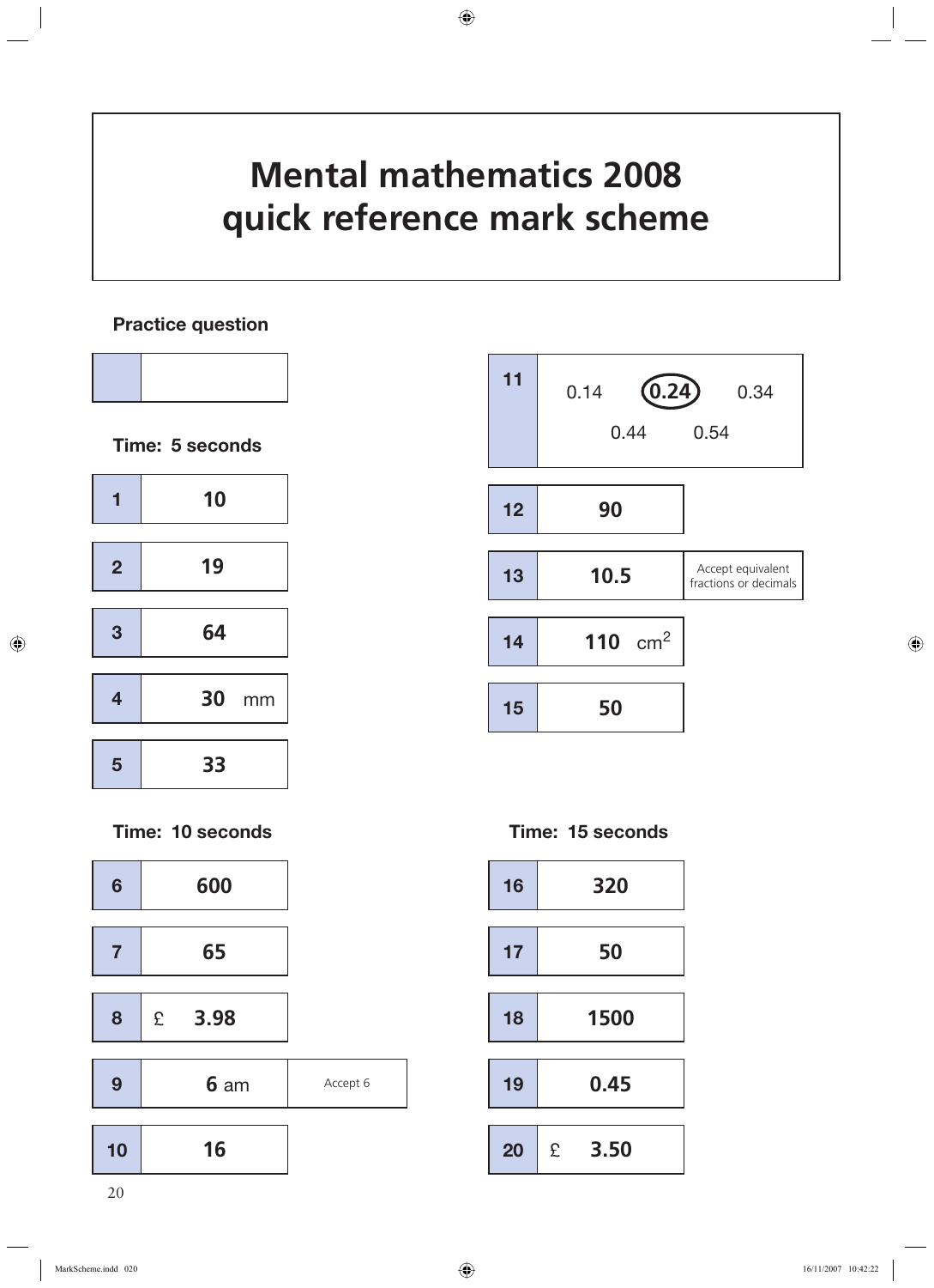# Mental mathematics 2008 quick reference mark scheme

**Practice question**

| | |
|---|---|
| | |

**Time: 5 seconds**

| | | |
|---|---|---|
| 1 | 10 | |
| 2 | 19 | |
| 3 | 64 | |
| 4 | 30 mm | |
| 5 | 33 | |

**Time: 10 seconds**

| | | |
|---|---|---|
| 6 | 600 | |
| 7 | 65 | |
| 8 | £ 3.98 | |
| 9 | 6 am | Accept 6 |
| 10 | 16 | |
| 11 | 0.14 **(0.24)** 0.34 0.44 0.54 | |
| 12 | 90 | |
| 13 | 10.5 | Accept equivalent fractions or decimals |
| 14 | 110 $cm^2$ | |
| 15 | 50 | |

**Time: 15 seconds**

| | |
|---|---|
| 16 | 320 |
| 17 | 50 |
| 18 | 1500 |
| 19 | 0.45 |
| 20 | £ 3.50 |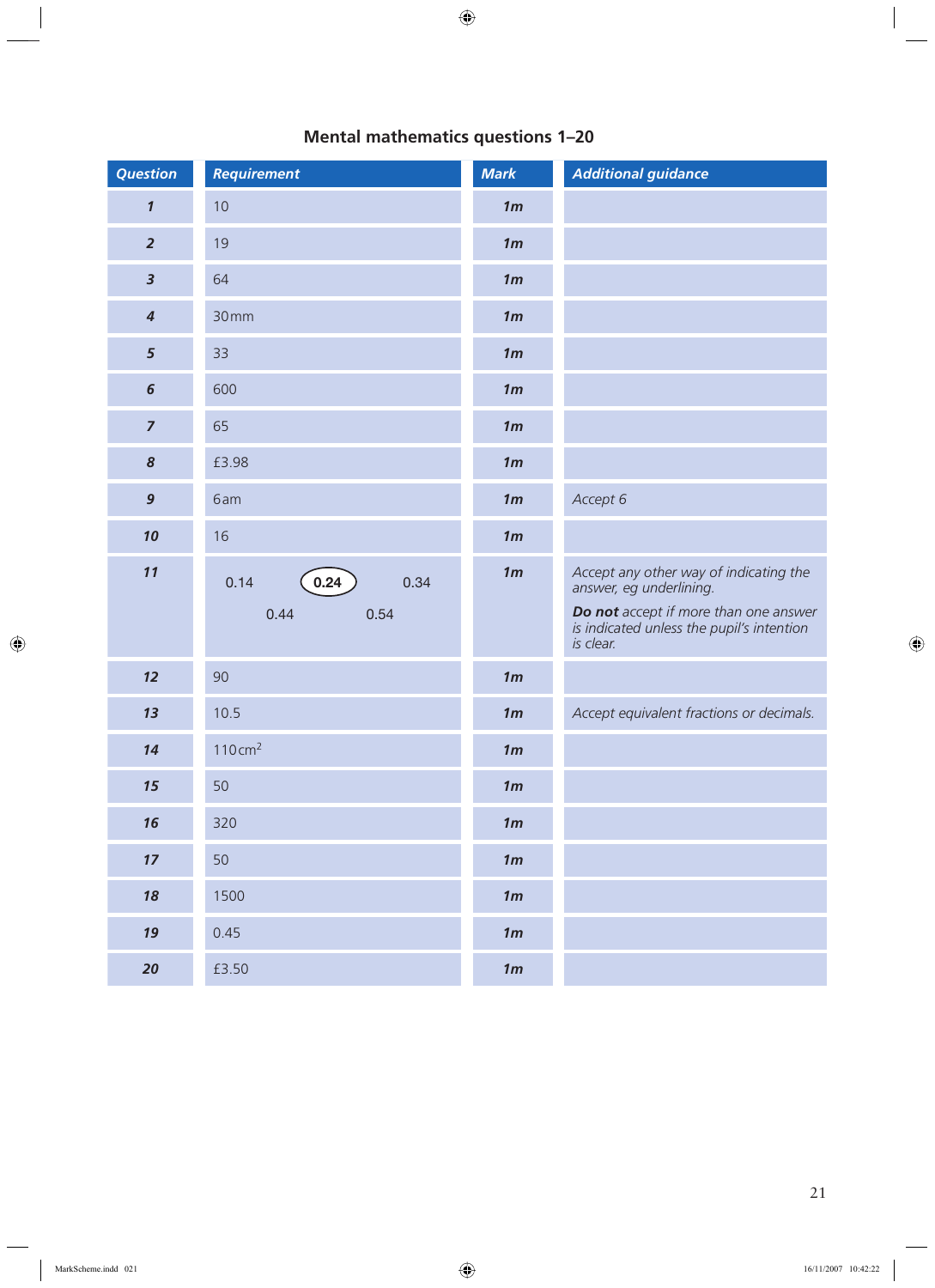## Mental mathematics questions 1–20

| Question | Requirement | Mark | Additional guidance |
|---|---|---|---|
| 1 | 10 | 1m | |
| 2 | 19 | 1m | |
| 3 | 64 | 1m | |
| 4 | 30mm | 1m | |
| 5 | 33 | 1m | |
| 6 | 600 | 1m | |
| 7 | 65 | 1m | |
| 8 | £3.98 | 1m | |
| 9 | 6am | 1m | *Accept 6* |
| 10 | 16 | 1m | |
| 11 | 0.14 **(0.24)** 0.34 0.44 0.54 | 1m | *Accept any other way of indicating the answer, eg underlining.* ***Do not*** *accept if more than one answer is indicated unless the pupil's intention is clear.* |
| 12 | 90 | 1m | |
| 13 | 10.5 | 1m | *Accept equivalent fractions or decimals.* |
| 14 | $110 cm^2$ | 1m | |
| 15 | 50 | 1m | |
| 16 | 320 | 1m | |
| 17 | 50 | 1m | |
| 18 | 1500 | 1m | |
| 19 | 0.45 | 1m | |
| 20 | £3.50 | 1m | |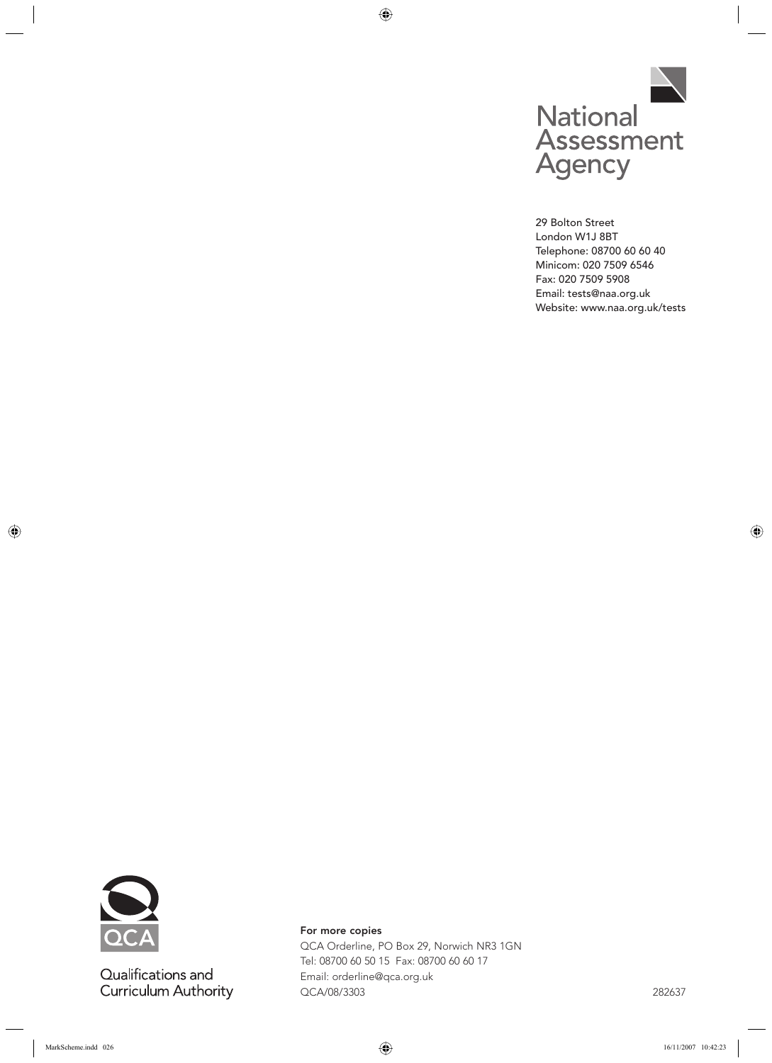National
Assessment
Agency

29 Bolton Street
London W1J 8BT
Telephone: 08700 60 60 40
Minicom: 020 7509 6546
Fax: 020 7509 5908
Email: tests@naa.org.uk
Website: www.naa.org.uk/tests

QCA

Qualifications and
Curriculum Authority

**For more copies**

QCA Orderline, PO Box 29, Norwich NR3 1GN
Tel: 08700 60 50 15 Fax: 08700 60 60 17
Email: orderline@qca.org.uk
QCA/08/3303

282637